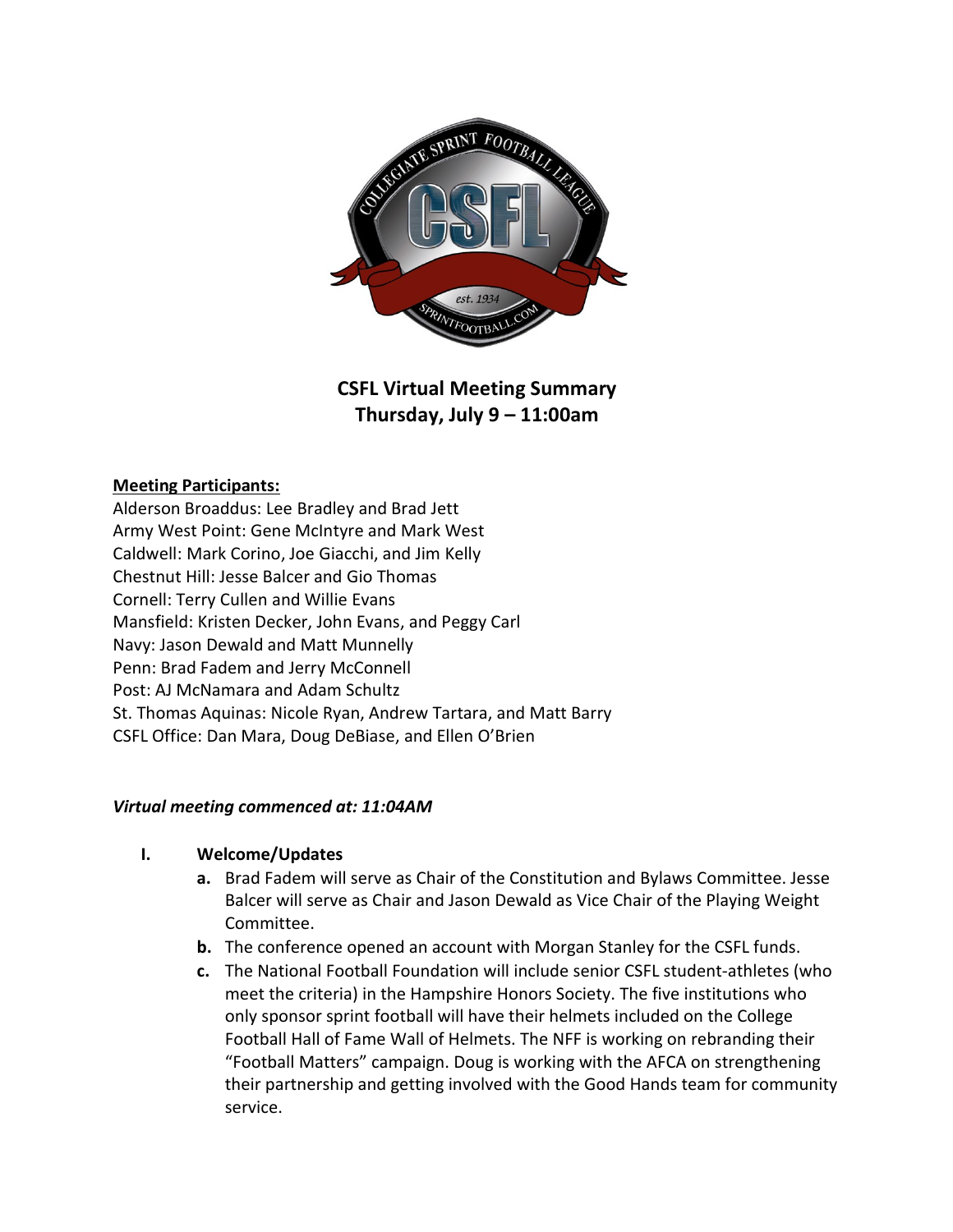# CSFL Virtual Meeting Summary
## Thursday, July 9 – 11:00am

**Meeting Participants:**

Alderson Broaddus: Lee Bradley and Brad Jett
Army West Point: Gene McIntyre and Mark West
Caldwell: Mark Corino, Joe Giacchi, and Jim Kelly
Chestnut Hill: Jesse Balcer and Gio Thomas
Cornell: Terry Cullen and Willie Evans
Mansfield: Kristen Decker, John Evans, and Peggy Carl
Navy: Jason Dewald and Matt Munnelly
Penn: Brad Fadem and Jerry McConnell
Post: AJ McNamara and Adam Schultz
St. Thomas Aquinas: Nicole Ryan, Andrew Tartara, and Matt Barry
CSFL Office: Dan Mara, Doug DeBiase, and Ellen O'Brien

***Virtual meeting commenced at: 11:04AM***

I. **Welcome/Updates**
   - **a.** Brad Fadem will serve as Chair of the Constitution and Bylaws Committee. Jesse Balcer will serve as Chair and Jason Dewald as Vice Chair of the Playing Weight Committee.
   - **b.** The conference opened an account with Morgan Stanley for the CSFL funds.
   - **c.** The National Football Foundation will include senior CSFL student-athletes (who meet the criteria) in the Hampshire Honors Society. The five institutions who only sponsor sprint football will have their helmets included on the College Football Hall of Fame Wall of Helmets. The NFF is working on rebranding their "Football Matters" campaign. Doug is working with the AFCA on strengthening their partnership and getting involved with the Good Hands team for community service.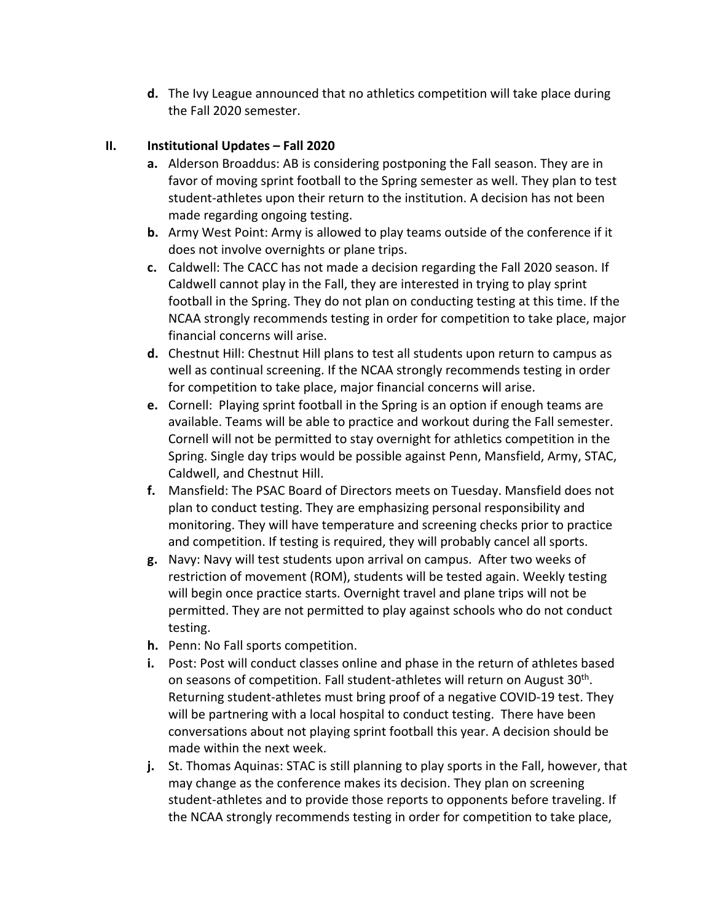d. The Ivy League announced that no athletics competition will take place during the Fall 2020 semester.

## II. Institutional Updates – Fall 2020

a. Alderson Broaddus: AB is considering postponing the Fall season. They are in favor of moving sprint football to the Spring semester as well. They plan to test student-athletes upon their return to the institution. A decision has not been made regarding ongoing testing.

b. Army West Point: Army is allowed to play teams outside of the conference if it does not involve overnights or plane trips.

c. Caldwell: The CACC has not made a decision regarding the Fall 2020 season. If Caldwell cannot play in the Fall, they are interested in trying to play sprint football in the Spring. They do not plan on conducting testing at this time. If the NCAA strongly recommends testing in order for competition to take place, major financial concerns will arise.

d. Chestnut Hill: Chestnut Hill plans to test all students upon return to campus as well as continual screening. If the NCAA strongly recommends testing in order for competition to take place, major financial concerns will arise.

e. Cornell: Playing sprint football in the Spring is an option if enough teams are available. Teams will be able to practice and workout during the Fall semester. Cornell will not be permitted to stay overnight for athletics competition in the Spring. Single day trips would be possible against Penn, Mansfield, Army, STAC, Caldwell, and Chestnut Hill.

f. Mansfield: The PSAC Board of Directors meets on Tuesday. Mansfield does not plan to conduct testing. They are emphasizing personal responsibility and monitoring. They will have temperature and screening checks prior to practice and competition. If testing is required, they will probably cancel all sports.

g. Navy: Navy will test students upon arrival on campus. After two weeks of restriction of movement (ROM), students will be tested again. Weekly testing will begin once practice starts. Overnight travel and plane trips will not be permitted. They are not permitted to play against schools who do not conduct testing.

h. Penn: No Fall sports competition.

i. Post: Post will conduct classes online and phase in the return of athletes based on seasons of competition. Fall student-athletes will return on August 30th. Returning student-athletes must bring proof of a negative COVID-19 test. They will be partnering with a local hospital to conduct testing. There have been conversations about not playing sprint football this year. A decision should be made within the next week.

j. St. Thomas Aquinas: STAC is still planning to play sports in the Fall, however, that may change as the conference makes its decision. They plan on screening student-athletes and to provide those reports to opponents before traveling. If the NCAA strongly recommends testing in order for competition to take place,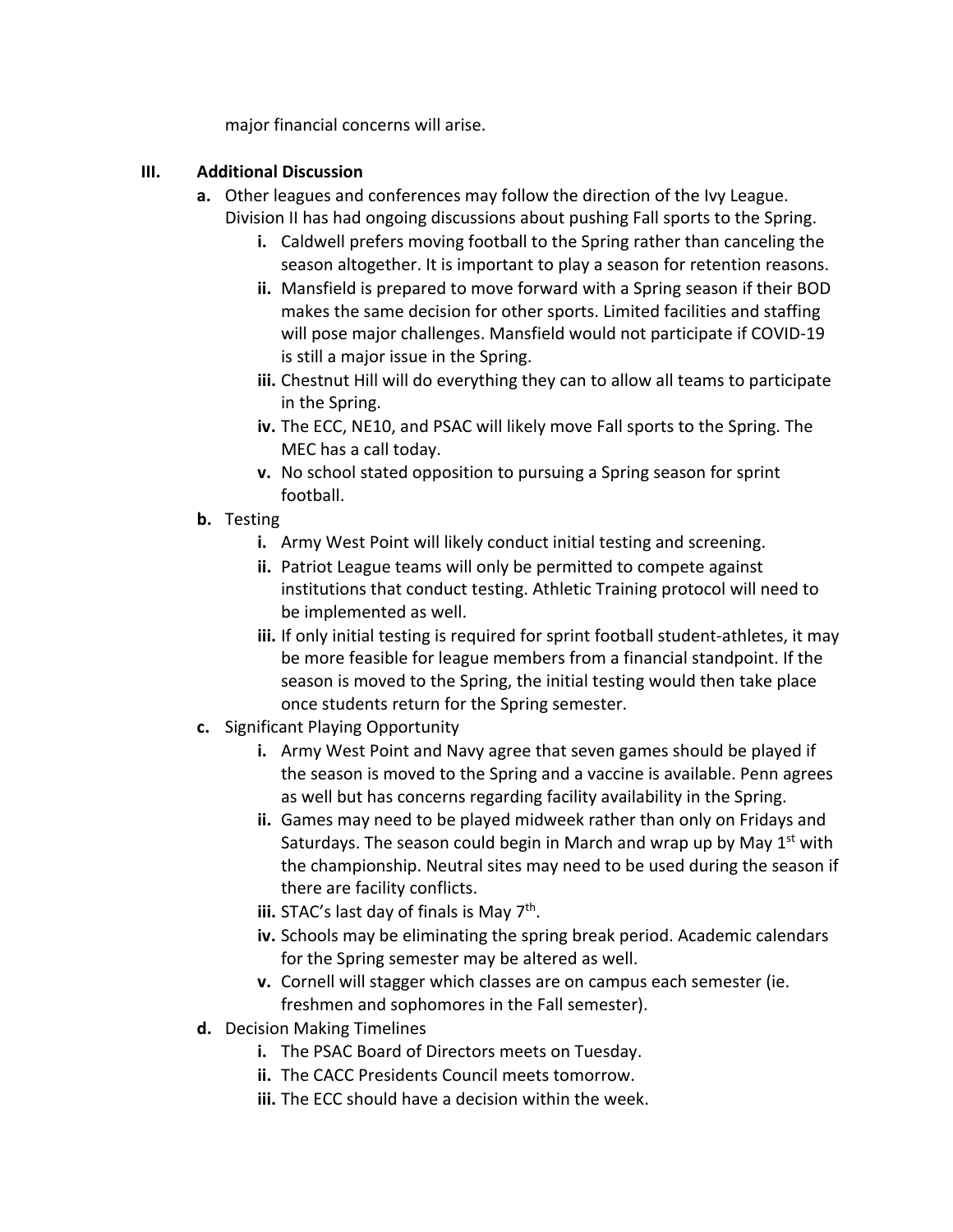major financial concerns will arise.

**III. Additional Discussion**

**a.** Other leagues and conferences may follow the direction of the Ivy League. Division II has had ongoing discussions about pushing Fall sports to the Spring.

- **i.** Caldwell prefers moving football to the Spring rather than canceling the season altogether. It is important to play a season for retention reasons.
- **ii.** Mansfield is prepared to move forward with a Spring season if their BOD makes the same decision for other sports. Limited facilities and staffing will pose major challenges. Mansfield would not participate if COVID-19 is still a major issue in the Spring.
- **iii.** Chestnut Hill will do everything they can to allow all teams to participate in the Spring.
- **iv.** The ECC, NE10, and PSAC will likely move Fall sports to the Spring. The MEC has a call today.
- **v.** No school stated opposition to pursuing a Spring season for sprint football.

**b.** Testing

- **i.** Army West Point will likely conduct initial testing and screening.
- **ii.** Patriot League teams will only be permitted to compete against institutions that conduct testing. Athletic Training protocol will need to be implemented as well.
- **iii.** If only initial testing is required for sprint football student-athletes, it may be more feasible for league members from a financial standpoint. If the season is moved to the Spring, the initial testing would then take place once students return for the Spring semester.

**c.** Significant Playing Opportunity

- **i.** Army West Point and Navy agree that seven games should be played if the season is moved to the Spring and a vaccine is available. Penn agrees as well but has concerns regarding facility availability in the Spring.
- **ii.** Games may need to be played midweek rather than only on Fridays and Saturdays. The season could begin in March and wrap up by May 1st with the championship. Neutral sites may need to be used during the season if there are facility conflicts.
- **iii.** STAC's last day of finals is May 7th.
- **iv.** Schools may be eliminating the spring break period. Academic calendars for the Spring semester may be altered as well.
- **v.** Cornell will stagger which classes are on campus each semester (ie. freshmen and sophomores in the Fall semester).

**d.** Decision Making Timelines

- **i.** The PSAC Board of Directors meets on Tuesday.
- **ii.** The CACC Presidents Council meets tomorrow.
- **iii.** The ECC should have a decision within the week.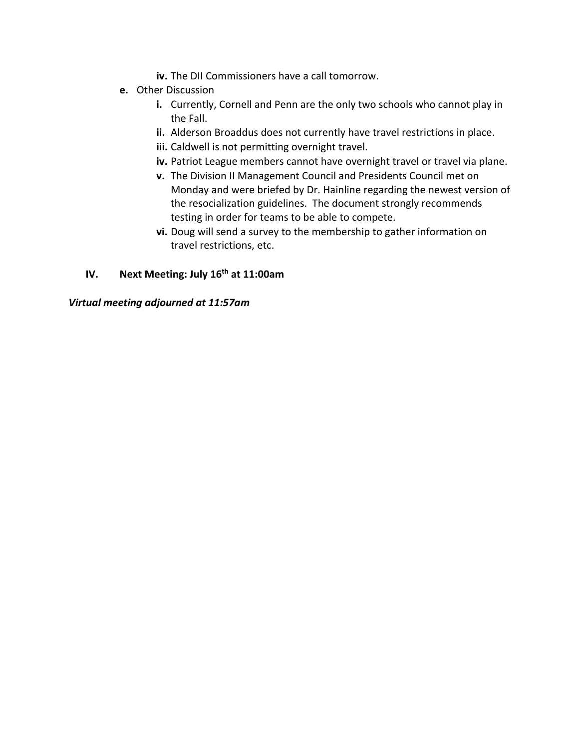iv. The DII Commissioners have a call tomorrow.

e. Other Discussion

    i. Currently, Cornell and Penn are the only two schools who cannot play in the Fall.
    ii. Alderson Broaddus does not currently have travel restrictions in place.
    iii. Caldwell is not permitting overnight travel.
    iv. Patriot League members cannot have overnight travel or travel via plane.
    v. The Division II Management Council and Presidents Council met on Monday and were briefed by Dr. Hainline regarding the newest version of the resocialization guidelines. The document strongly recommends testing in order for teams to be able to compete.
    vi. Doug will send a survey to the membership to gather information on travel restrictions, etc.

**IV. Next Meeting: July 16th at 11:00am**

***Virtual meeting adjourned at 11:57am***